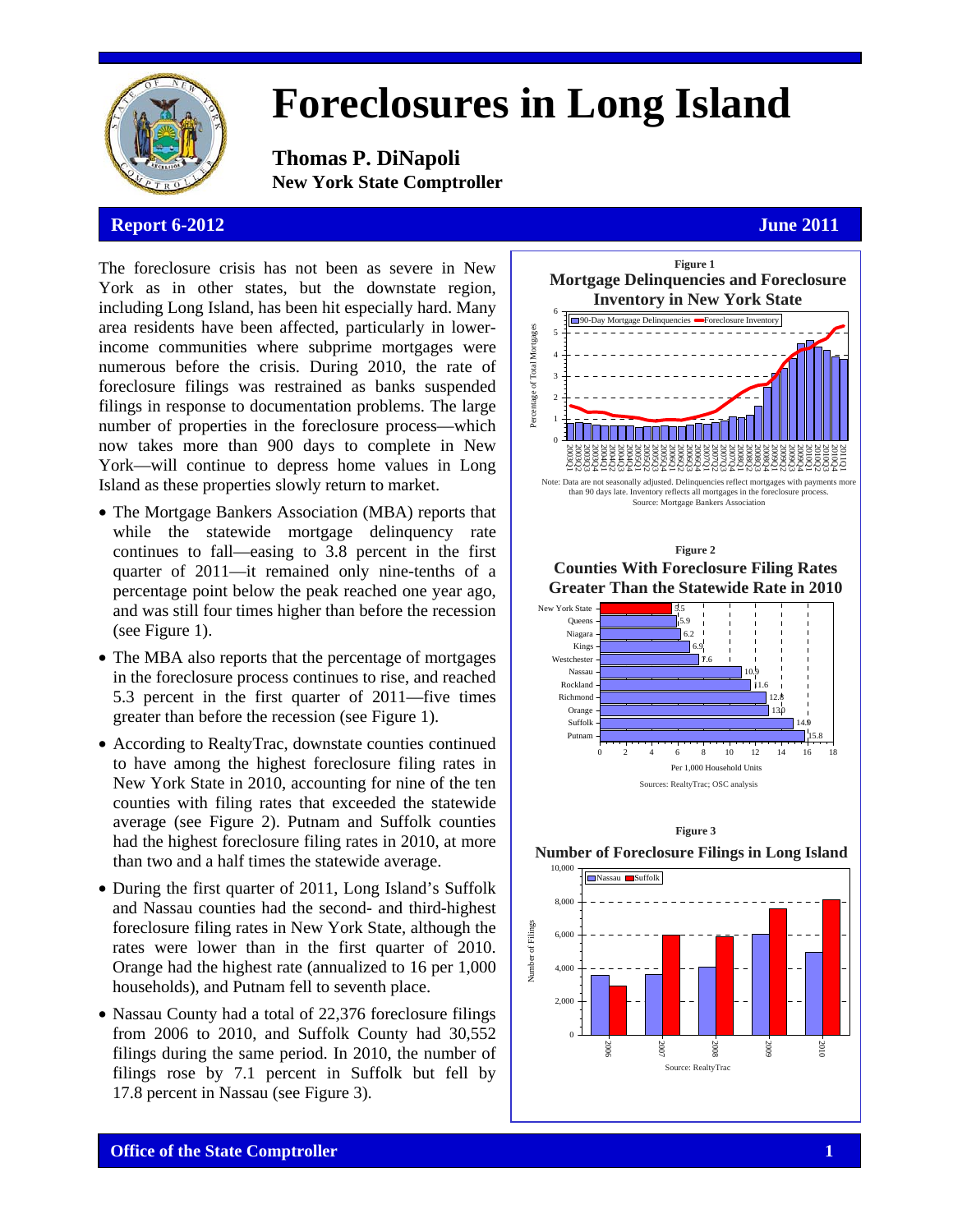# Foreclosures in Long Island

**Thomas P. DiNapoli**
**New York State Comptroller**

**Report 6-2012** **June 2011**

The foreclosure crisis has not been as severe in New York as in other states, but the downstate region, including Long Island, has been hit especially hard. Many area residents have been affected, particularly in lower-income communities where subprime mortgages were numerous before the crisis. During 2010, the rate of foreclosure filings was restrained as banks suspended filings in response to documentation problems. The large number of properties in the foreclosure process—which now takes more than 900 days to complete in New York—will continue to depress home values in Long Island as these properties slowly return to market.

- The Mortgage Bankers Association (MBA) reports that while the statewide mortgage delinquency rate continues to fall—easing to 3.8 percent in the first quarter of 2011—it remained only nine-tenths of a percentage point below the peak reached one year ago, and was still four times higher than before the recession (see Figure 1).
- The MBA also reports that the percentage of mortgages in the foreclosure process continues to rise, and reached 5.3 percent in the first quarter of 2011—five times greater than before the recession (see Figure 1).
- According to RealtyTrac, downstate counties continued to have among the highest foreclosure filing rates in New York State in 2010, accounting for nine of the ten counties with filing rates that exceeded the statewide average (see Figure 2). Putnam and Suffolk counties had the highest foreclosure filing rates in 2010, at more than two and a half times the statewide average.
- During the first quarter of 2011, Long Island's Suffolk and Nassau counties had the second- and third-highest foreclosure filing rates in New York State, although the rates were lower than in the first quarter of 2010. Orange had the highest rate (annualized to 16 per 1,000 households), and Putnam fell to seventh place.
- Nassau County had a total of 22,376 foreclosure filings from 2006 to 2010, and Suffolk County had 30,552 filings during the same period. In 2010, the number of filings rose by 7.1 percent in Suffolk but fell by 17.8 percent in Nassau (see Figure 3).

**Figure 1**
**Mortgage Delinquencies and Foreclosure Inventory in New York State**

Note: Data are not seasonally adjusted. Delinquencies reflect mortgages with payments more than 90 days late. Inventory reflects all mortgages in the foreclosure process.
Source: Mortgage Bankers Association

**Figure 2**
**Counties With Foreclosure Filing Rates Greater Than the Statewide Rate in 2010**

| County | Per 1,000 Household Units |
|---|---|
| New York State | 5.5 |
| Queens | 5.9 |
| Niagara | 6.2 |
| Kings | 6.9 |
| Westchester | 7.6 |
| Nassau | 10.9 |
| Rockland | 11.6 |
| Richmond | 12.8 |
| Orange | 13.0 |
| Suffolk | 14.9 |
| Putnam | 15.8 |

Sources: RealtyTrac; OSC analysis

**Figure 3**
**Number of Foreclosure Filings in Long Island**

Source: RealtyTrac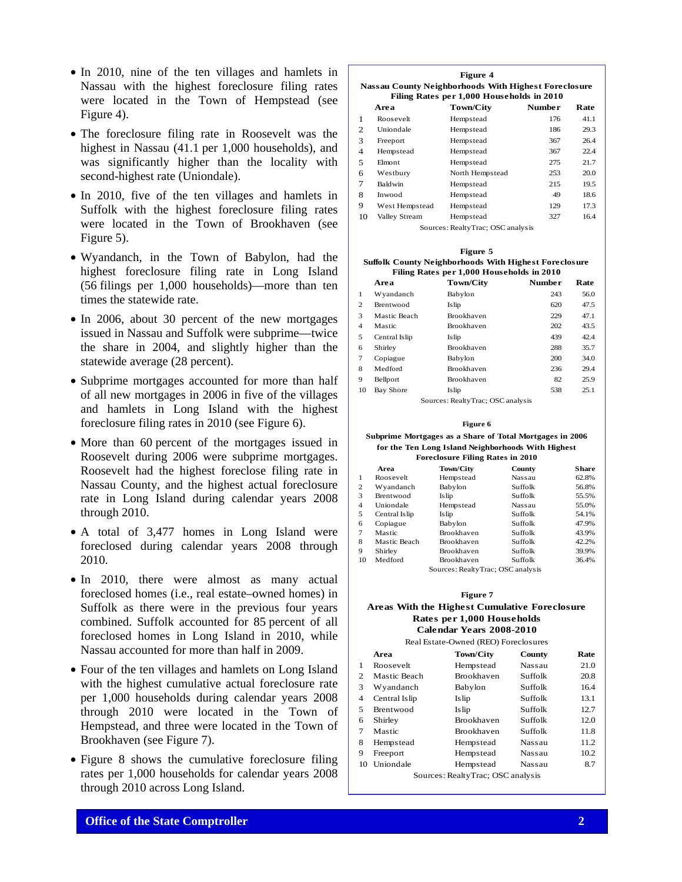- In 2010, nine of the ten villages and hamlets in Nassau with the highest foreclosure filing rates were located in the Town of Hempstead (see Figure 4).

- The foreclosure filing rate in Roosevelt was the highest in Nassau (41.1 per 1,000 households), and was significantly higher than the locality with second-highest rate (Uniondale).

- In 2010, five of the ten villages and hamlets in Suffolk with the highest foreclosure filing rates were located in the Town of Brookhaven (see Figure 5).

- Wyandanch, in the Town of Babylon, had the highest foreclosure filing rate in Long Island (56 filings per 1,000 households)—more than ten times the statewide rate.

- In 2006, about 30 percent of the new mortgages issued in Nassau and Suffolk were subprime—twice the share in 2004, and slightly higher than the statewide average (28 percent).

- Subprime mortgages accounted for more than half of all new mortgages in 2006 in five of the villages and hamlets in Long Island with the highest foreclosure filing rates in 2010 (see Figure 6).

- More than 60 percent of the mortgages issued in Roosevelt during 2006 were subprime mortgages. Roosevelt had the highest foreclose filing rate in Nassau County, and the highest actual foreclosure rate in Long Island during calendar years 2008 through 2010.

- A total of 3,477 homes in Long Island were foreclosed during calendar years 2008 through 2010.

- In 2010, there were almost as many actual foreclosed homes (i.e., real estate–owned homes) in Suffolk as there were in the previous four years combined. Suffolk accounted for 85 percent of all foreclosed homes in Long Island in 2010, while Nassau accounted for more than half in 2009.

- Four of the ten villages and hamlets on Long Island with the highest cumulative actual foreclosure rate per 1,000 households during calendar years 2008 through 2010 were located in the Town of Hempstead, and three were located in the Town of Brookhaven (see Figure 7).

- Figure 8 shows the cumulative foreclosure filing rates per 1,000 households for calendar years 2008 through 2010 across Long Island.

**Figure 4**

**Nassau County Neighborhoods With Highest Foreclosure Filing Rates per 1,000 Households in 2010**

| | Area | Town/City | Number | Rate |
|---|---|---|---|---|
| 1 | Roosevelt | Hempstead | 176 | 41.1 |
| 2 | Uniondale | Hempstead | 186 | 29.3 |
| 3 | Freeport | Hempstead | 367 | 26.4 |
| 4 | Hempstead | Hempstead | 367 | 22.4 |
| 5 | Elmont | Hempstead | 275 | 21.7 |
| 6 | Westbury | North Hempstead | 253 | 20.0 |
| 7 | Baldwin | Hempstead | 215 | 19.5 |
| 8 | Inwood | Hempstead | 49 | 18.6 |
| 9 | West Hempstead | Hempstead | 129 | 17.3 |
| 10 | Valley Stream | Hempstead | 327 | 16.4 |

Sources: RealtyTrac; OSC analysis

**Figure 5**

**Suffolk County Neighborhoods With Highest Foreclosure Filing Rates per 1,000 Households in 2010**

| | Area | Town/City | Number | Rate |
|---|---|---|---|---|
| 1 | Wyandanch | Babylon | 243 | 56.0 |
| 2 | Brentwood | Islip | 620 | 47.5 |
| 3 | Mastic Beach | Brookhaven | 229 | 47.1 |
| 4 | Mastic | Brookhaven | 202 | 43.5 |
| 5 | Central Islip | Islip | 439 | 42.4 |
| 6 | Shirley | Brookhaven | 288 | 35.7 |
| 7 | Copiague | Babylon | 200 | 34.0 |
| 8 | Medford | Brookhaven | 236 | 29.4 |
| 9 | Bellport | Brookhaven | 82 | 25.9 |
| 10 | Bay Shore | Islip | 538 | 25.1 |

Sources: RealtyTrac; OSC analysis

**Figure 6**

**Subprime Mortgages as a Share of Total Mortgages in 2006 for the Ten Long Island Neighborhoods With Highest Foreclosure Filing Rates in 2010**

| | Area | Town/City | County | Share |
|---|---|---|---|---|
| 1 | Roosevelt | Hempstead | Nassau | 62.8% |
| 2 | Wyandanch | Babylon | Suffolk | 56.8% |
| 3 | Brentwood | Islip | Suffolk | 55.5% |
| 4 | Uniondale | Hempstead | Nassau | 55.0% |
| 5 | Central Islip | Islip | Suffolk | 54.1% |
| 6 | Copiague | Babylon | Suffolk | 47.9% |
| 7 | Mastic | Brookhaven | Suffolk | 43.9% |
| 8 | Mastic Beach | Brookhaven | Suffolk | 42.2% |
| 9 | Shirley | Brookhaven | Suffolk | 39.9% |
| 10 | Medford | Brookhaven | Suffolk | 36.4% |

Sources: RealtyTrac; OSC analysis

**Figure 7**

**Areas With the Highest Cumulative Foreclosure Rates per 1,000 Households Calendar Years 2008-2010**

Real Estate-Owned (REO) Foreclosures

| | Area | Town/City | County | Rate |
|---|---|---|---|---|
| 1 | Roosevelt | Hempstead | Nassau | 21.0 |
| 2 | Mastic Beach | Brookhaven | Suffolk | 20.8 |
| 3 | Wyandanch | Babylon | Suffolk | 16.4 |
| 4 | Central Islip | Islip | Suffolk | 13.1 |
| 5 | Brentwood | Islip | Suffolk | 12.7 |
| 6 | Shirley | Brookhaven | Suffolk | 12.0 |
| 7 | Mastic | Brookhaven | Suffolk | 11.8 |
| 8 | Hempstead | Hempstead | Nassau | 11.2 |
| 9 | Freeport | Hempstead | Nassau | 10.2 |
| 10 | Uniondale | Hempstead | Nassau | 8.7 |

Sources: RealtyTrac; OSC analysis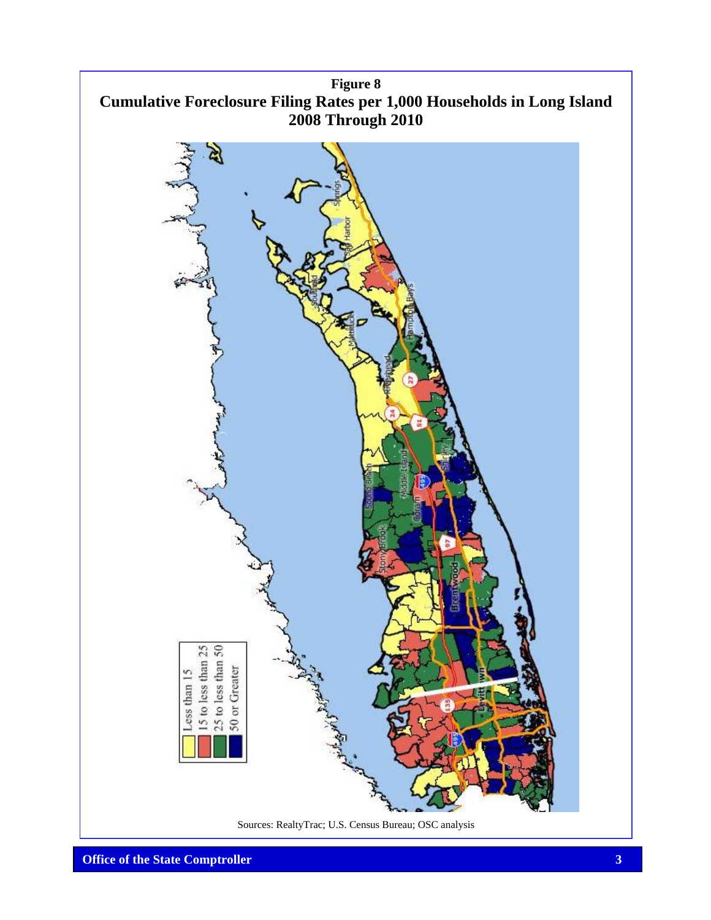**Figure 8**

**Cumulative Foreclosure Filing Rates per 1,000 Households in Long Island 2008 Through 2010**

Sources: RealtyTrac; U.S. Census Bureau; OSC analysis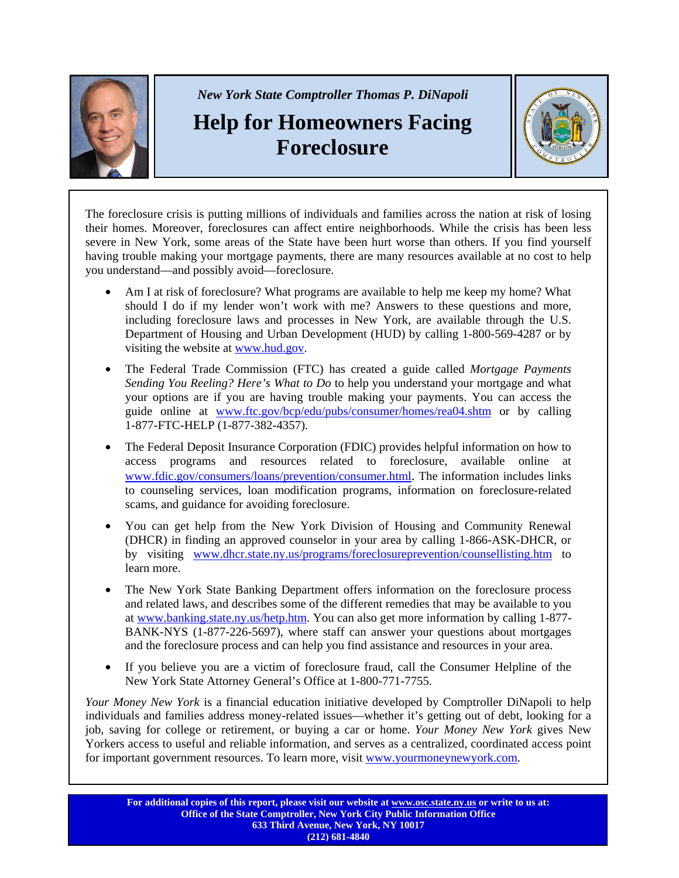*New York State Comptroller Thomas P. DiNapoli*

# Help for Homeowners Facing Foreclosure

The foreclosure crisis is putting millions of individuals and families across the nation at risk of losing their homes. Moreover, foreclosures can affect entire neighborhoods. While the crisis has been less severe in New York, some areas of the State have been hurt worse than others. If you find yourself having trouble making your mortgage payments, there are many resources available at no cost to help you understand—and possibly avoid—foreclosure.

- Am I at risk of foreclosure? What programs are available to help me keep my home? What should I do if my lender won't work with me? Answers to these questions and more, including foreclosure laws and processes in New York, are available through the U.S. Department of Housing and Urban Development (HUD) by calling 1-800-569-4287 or by visiting the website at www.hud.gov.

- The Federal Trade Commission (FTC) has created a guide called *Mortgage Payments Sending You Reeling? Here's What to Do* to help you understand your mortgage and what your options are if you are having trouble making your payments. You can access the guide online at www.ftc.gov/bcp/edu/pubs/consumer/homes/rea04.shtm or by calling 1-877-FTC-HELP (1-877-382-4357).

- The Federal Deposit Insurance Corporation (FDIC) provides helpful information on how to access programs and resources related to foreclosure, available online at www.fdic.gov/consumers/loans/prevention/consumer.html. The information includes links to counseling services, loan modification programs, information on foreclosure-related scams, and guidance for avoiding foreclosure.

- You can get help from the New York Division of Housing and Community Renewal (DHCR) in finding an approved counselor in your area by calling 1-866-ASK-DHCR, or by visiting www.dhcr.state.ny.us/programs/foreclosureprevention/counsellisting.htm to learn more.

- The New York State Banking Department offers information on the foreclosure process and related laws, and describes some of the different remedies that may be available to you at www.banking.state.ny.us/hetp.htm. You can also get more information by calling 1-877-BANK-NYS (1-877-226-5697), where staff can answer your questions about mortgages and the foreclosure process and can help you find assistance and resources in your area.

- If you believe you are a victim of foreclosure fraud, call the Consumer Helpline of the New York State Attorney General's Office at 1-800-771-7755.

*Your Money New York* is a financial education initiative developed by Comptroller DiNapoli to help individuals and families address money-related issues—whether it's getting out of debt, looking for a job, saving for college or retirement, or buying a car or home. *Your Money New York* gives New Yorkers access to useful and reliable information, and serves as a centralized, coordinated access point for important government resources. To learn more, visit www.yourmoneynewyork.com.

**For additional copies of this report, please visit our website at www.osc.state.ny.us or write to us at:**
**Office of the State Comptroller, New York City Public Information Office**
**633 Third Avenue, New York, NY 10017**
**(212) 681-4840**